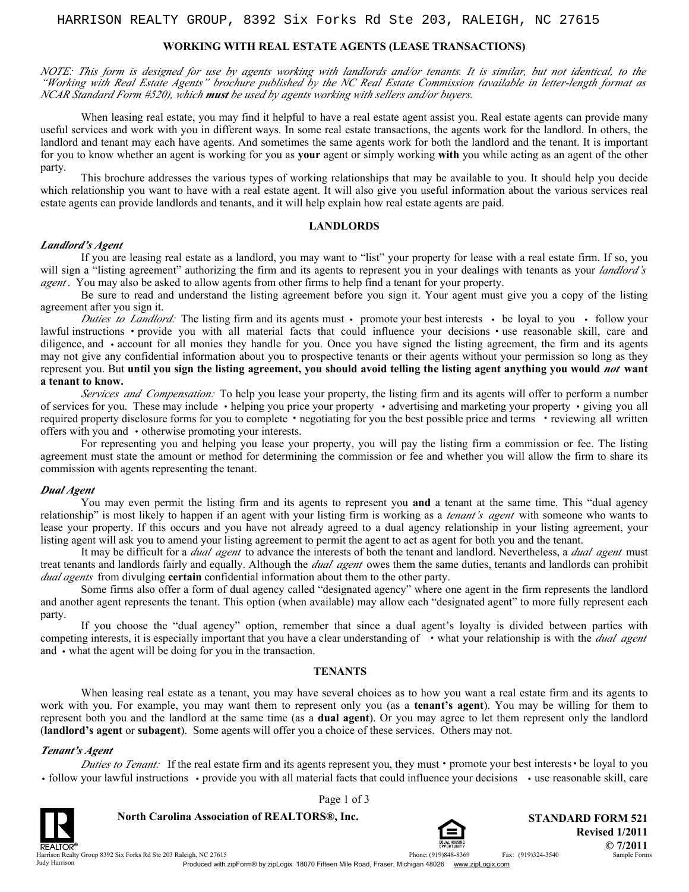HARRISON REALTY GROUP, 8392 Six Forks Rd Ste 203, RALEIGH, NC 27615

## WORKING WITH REAL ESTATE AGENTS (LEASE TRANSACTIONS)

*NOTE: This form is designed for use by agents working with landlords and/or tenants. It is similar, but not identical, to the "Working with Real Estate Agents" brochure published by the NC Real Estate Commission (available in letter-length format as NCAR Standard Form #520), which* ***must*** *be used by agents working with sellers and/or buyers.*

When leasing real estate, you may find it helpful to have a real estate agent assist you. Real estate agents can provide many useful services and work with you in different ways. In some real estate transactions, the agents work for the landlord. In others, the landlord and tenant may each have agents. And sometimes the same agents work for both the landlord and the tenant. It is important for you to know whether an agent is working for you as **your** agent or simply working **with** you while acting as an agent of the other party.

This brochure addresses the various types of working relationships that may be available to you. It should help you decide which relationship you want to have with a real estate agent. It will also give you useful information about the various services real estate agents can provide landlords and tenants, and it will help explain how real estate agents are paid.

### LANDLORDS

***Landlord's Agent***

If you are leasing real estate as a landlord, you may want to "list" your property for lease with a real estate firm. If so, you will sign a "listing agreement" authorizing the firm and its agents to represent you in your dealings with tenants as your *landlord's agent*. You may also be asked to allow agents from other firms to help find a tenant for your property.

Be sure to read and understand the listing agreement before you sign it. Your agent must give you a copy of the listing agreement after you sign it.

*Duties to Landlord:* The listing firm and its agents must • promote your best interests • be loyal to you • follow your lawful instructions • provide you with all material facts that could influence your decisions • use reasonable skill, care and diligence, and • account for all monies they handle for you. Once you have signed the listing agreement, the firm and its agents may not give any confidential information about you to prospective tenants or their agents without your permission so long as they represent you. But **until you sign the listing agreement, you should avoid telling the listing agent anything you would *not* want a tenant to know.**

*Services and Compensation:* To help you lease your property, the listing firm and its agents will offer to perform a number of services for you. These may include • helping you price your property • advertising and marketing your property • giving you all required property disclosure forms for you to complete • negotiating for you the best possible price and terms • reviewing all written offers with you and • otherwise promoting your interests.

For representing you and helping you lease your property, you will pay the listing firm a commission or fee. The listing agreement must state the amount or method for determining the commission or fee and whether you will allow the firm to share its commission with agents representing the tenant.

***Dual Agent***

You may even permit the listing firm and its agents to represent you **and** a tenant at the same time. This "dual agency relationship" is most likely to happen if an agent with your listing firm is working as a *tenant's agent* with someone who wants to lease your property. If this occurs and you have not already agreed to a dual agency relationship in your listing agreement, your listing agent will ask you to amend your listing agreement to permit the agent to act as agent for both you and the tenant.

It may be difficult for a *dual agent* to advance the interests of both the tenant and landlord. Nevertheless, a *dual agent* must treat tenants and landlords fairly and equally. Although the *dual agent* owes them the same duties, tenants and landlords can prohibit *dual agents* from divulging **certain** confidential information about them to the other party.

Some firms also offer a form of dual agency called "designated agency" where one agent in the firm represents the landlord and another agent represents the tenant. This option (when available) may allow each "designated agent" to more fully represent each party.

If you choose the "dual agency" option, remember that since a dual agent's loyalty is divided between parties with competing interests, it is especially important that you have a clear understanding of • what your relationship is with the *dual agent* and • what the agent will be doing for you in the transaction.

### TENANTS

When leasing real estate as a tenant, you may have several choices as to how you want a real estate firm and its agents to work with you. For example, you may want them to represent only you (as a **tenant's agent**). You may be willing for them to represent both you and the landlord at the same time (as a **dual agent**). Or you may agree to let them represent only the landlord (**landlord's agent** or **subagent**). Some agents will offer you a choice of these services. Others may not.

***Tenant's Agent***

*Duties to Tenant:* If the real estate firm and its agents represent you, they must • promote your best interests • be loyal to you • follow your lawful instructions • provide you with all material facts that could influence your decisions • use reasonable skill, care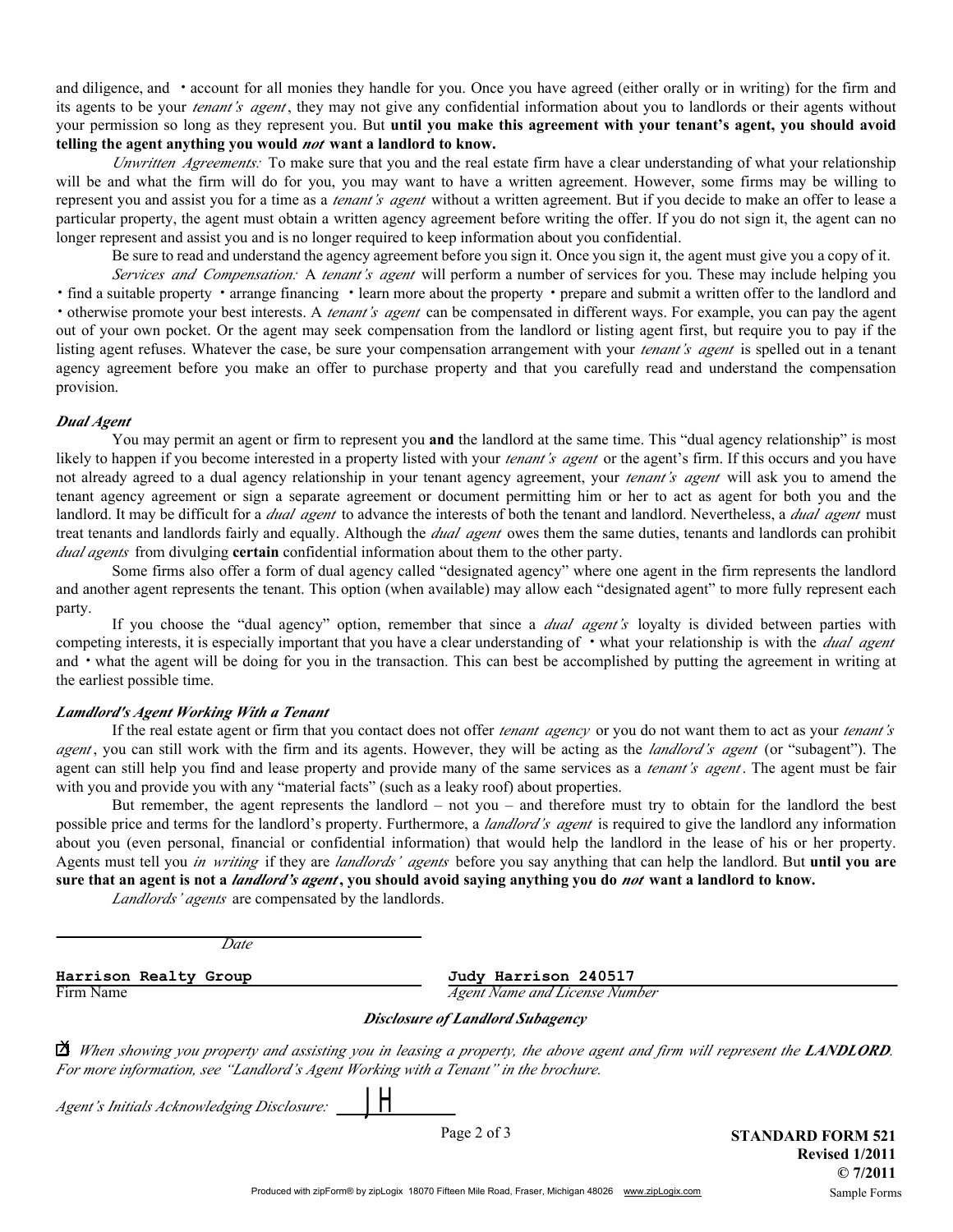and diligence, and • account for all monies they handle for you. Once you have agreed (either orally or in writing) for the firm and its agents to be your *tenant's agent*, they may not give any confidential information about you to landlords or their agents without your permission so long as they represent you. But **until you make this agreement with your tenant's agent, you should avoid telling the agent anything you would *not* want a landlord to know.**

*Unwritten Agreements:* To make sure that you and the real estate firm have a clear understanding of what your relationship will be and what the firm will do for you, you may want to have a written agreement. However, some firms may be willing to represent you and assist you for a time as a *tenant's agent* without a written agreement. But if you decide to make an offer to lease a particular property, the agent must obtain a written agency agreement before writing the offer. If you do not sign it, the agent can no longer represent and assist you and is no longer required to keep information about you confidential.

Be sure to read and understand the agency agreement before you sign it. Once you sign it, the agent must give you a copy of it.

*Services and Compensation:* A *tenant's agent* will perform a number of services for you. These may include helping you • find a suitable property • arrange financing • learn more about the property • prepare and submit a written offer to the landlord and • otherwise promote your best interests. A *tenant's agent* can be compensated in different ways. For example, you can pay the agent out of your own pocket. Or the agent may seek compensation from the landlord or listing agent first, but require you to pay if the listing agent refuses. Whatever the case, be sure your compensation arrangement with your *tenant's agent* is spelled out in a tenant agency agreement before you make an offer to purchase property and that you carefully read and understand the compensation provision.

***Dual Agent***

You may permit an agent or firm to represent you **and** the landlord at the same time. This "dual agency relationship" is most likely to happen if you become interested in a property listed with your *tenant's agent* or the agent's firm. If this occurs and you have not already agreed to a dual agency relationship in your tenant agency agreement, your *tenant's agent* will ask you to amend the tenant agency agreement or sign a separate agreement or document permitting him or her to act as agent for both you and the landlord. It may be difficult for a *dual agent* to advance the interests of both the tenant and landlord. Nevertheless, a *dual agent* must treat tenants and landlords fairly and equally. Although the *dual agent* owes them the same duties, tenants and landlords can prohibit *dual agents* from divulging **certain** confidential information about them to the other party.

Some firms also offer a form of dual agency called "designated agency" where one agent in the firm represents the landlord and another agent represents the tenant. This option (when available) may allow each "designated agent" to more fully represent each party.

If you choose the "dual agency" option, remember that since a *dual agent's* loyalty is divided between parties with competing interests, it is especially important that you have a clear understanding of • what your relationship is with the *dual agent* and • what the agent will be doing for you in the transaction. This can best be accomplished by putting the agreement in writing at the earliest possible time.

***Lamdlord's Agent Working With a Tenant***

If the real estate agent or firm that you contact does not offer *tenant agency* or you do not want them to act as your *tenant's agent*, you can still work with the firm and its agents. However, they will be acting as the *landlord's agent* (or "subagent"). The agent can still help you find and lease property and provide many of the same services as a *tenant's agent*. The agent must be fair with you and provide you with any "material facts" (such as a leaky roof) about properties.

But remember, the agent represents the landlord – not you – and therefore must try to obtain for the landlord the best possible price and terms for the landlord's property. Furthermore, a *landlord's agent* is required to give the landlord any information about you (even personal, financial or confidential information) that would help the landlord in the lease of his or her property. Agents must tell you *in writing* if they are *landlords' agents* before you say anything that can help the landlord. But **until you are sure that an agent is not a *landlord's agent*, you should avoid saying anything you do *not* want a landlord to know.**

*Landlords' agents* are compensated by the landlords.

_______________________
Date

Harrison Realty Group — Firm Name

Judy Harrison 240517 — *Agent Name and License Number*

***Disclosure of Landlord Subagency***

☑ *When showing you property and assisting you in leasing a property, the above agent and firm will represent the **LANDLORD**. For more information, see "Landlord's Agent Working with a Tenant" in the brochure.*

*Agent's Initials Acknowledging Disclosure:* JH

STANDARD FORM 521
Revised 1/2011
© 7/2011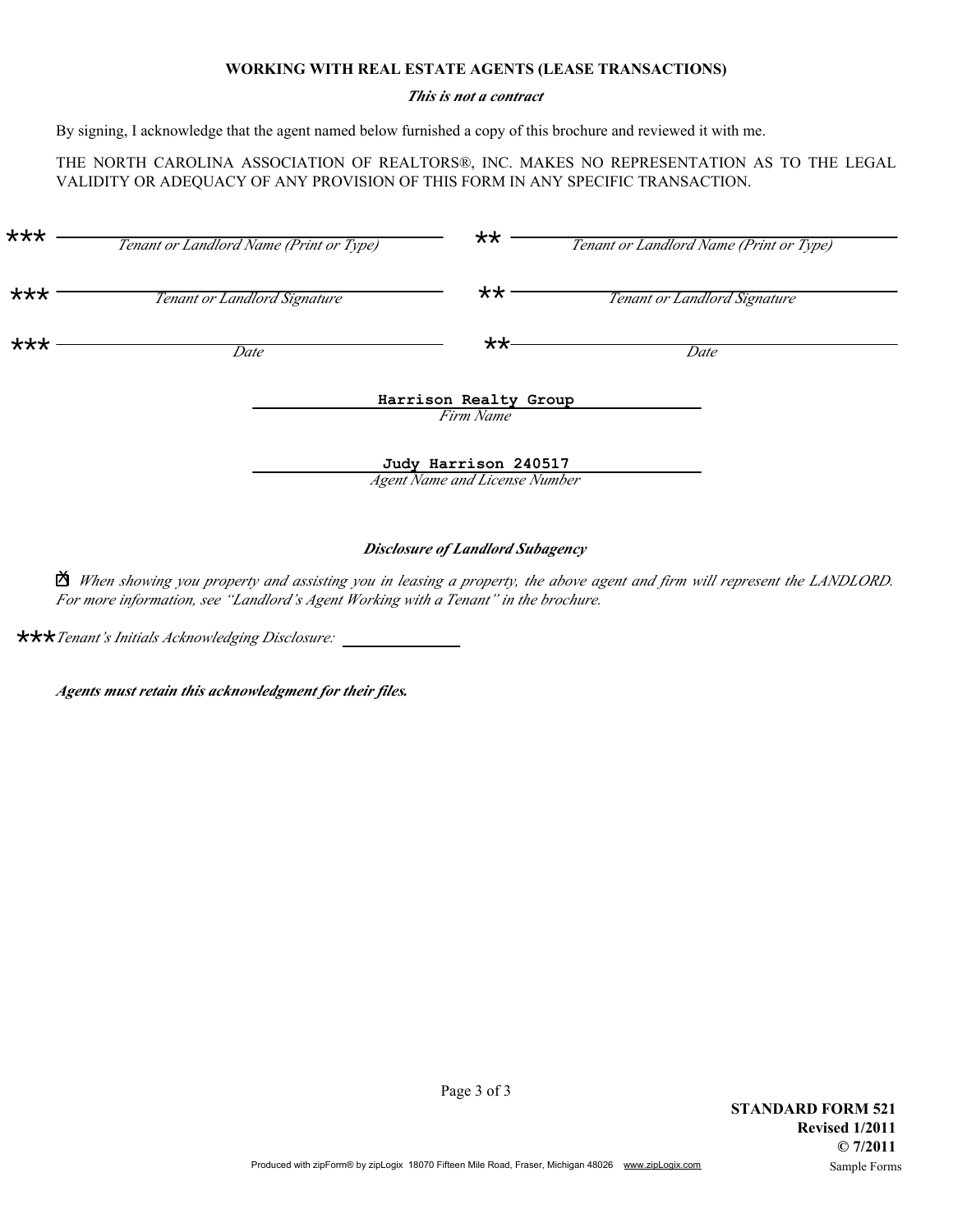**WORKING WITH REAL ESTATE AGENTS (LEASE TRANSACTIONS)**

***This is not a contract***

By signing, I acknowledge that the agent named below furnished a copy of this brochure and reviewed it with me.

THE NORTH CAROLINA ASSOCIATION OF REALTORS®, INC. MAKES NO REPRESENTATION AS TO THE LEGAL VALIDITY OR ADEQUACY OF ANY PROVISION OF THIS FORM IN ANY SPECIFIC TRANSACTION.

| | |
|---|---|
| *** ______________________ | ** ______________________ |
| *Tenant or Landlord Name (Print or Type)* | *Tenant or Landlord Name (Print or Type)* |
| *** ______________________ | ** ______________________ |
| *Tenant or Landlord Signature* | *Tenant or Landlord Signature* |
| *** ______________________ | ** ______________________ |
| *Date* | *Date* |

Harrison Realty Group
*Firm Name*

Judy Harrison 240517
*Agent Name and License Number*

***Disclosure of Landlord Subagency***

☒ *When showing you property and assisting you in leasing a property, the above agent and firm will represent the LANDLORD. For more information, see "Landlord's Agent Working with a Tenant" in the brochure.*

****Tenant's Initials Acknowledging Disclosure:* ____________

***Agents must retain this acknowledgment for their files.***

**STANDARD FORM 521**
**Revised 1/2011**
**© 7/2011**

Produced with zipForm® by zipLogix 18070 Fifteen Mile Road, Fraser, Michigan 48026 www.zipLogix.com